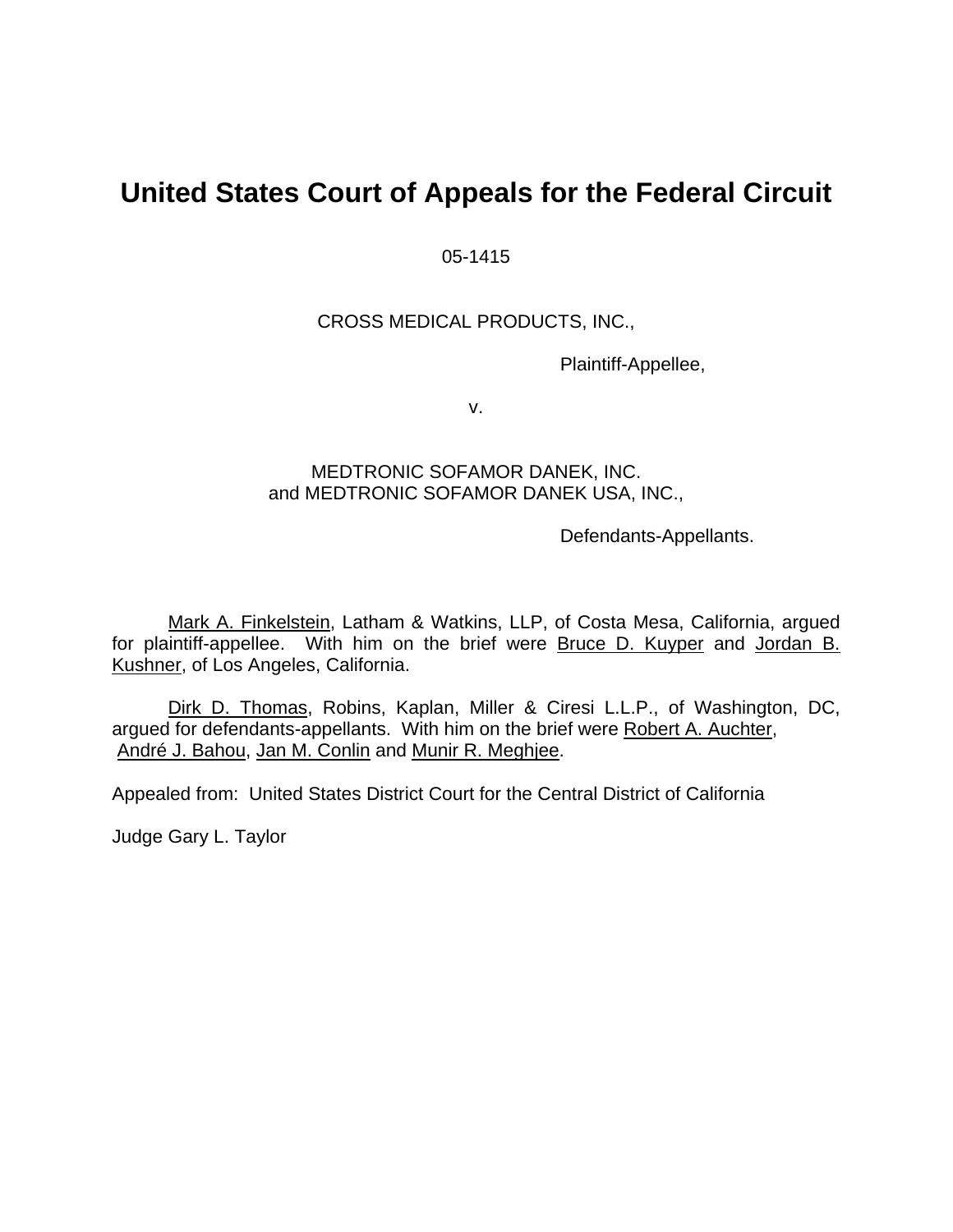# United States Court of Appeals for the Federal Circuit

05-1415

CROSS MEDICAL PRODUCTS, INC.,

Plaintiff-Appellee,

v.

MEDTRONIC SOFAMOR DANEK, INC.
and MEDTRONIC SOFAMOR DANEK USA, INC.,

Defendants-Appellants.

Mark A. Finkelstein, Latham & Watkins, LLP, of Costa Mesa, California, argued for plaintiff-appellee. With him on the brief were Bruce D. Kuyper and Jordan B. Kushner, of Los Angeles, California.

Dirk D. Thomas, Robins, Kaplan, Miller & Ciresi L.L.P., of Washington, DC, argued for defendants-appellants. With him on the brief were Robert A. Auchter, André J. Bahou, Jan M. Conlin and Munir R. Meghjee.

Appealed from: United States District Court for the Central District of California

Judge Gary L. Taylor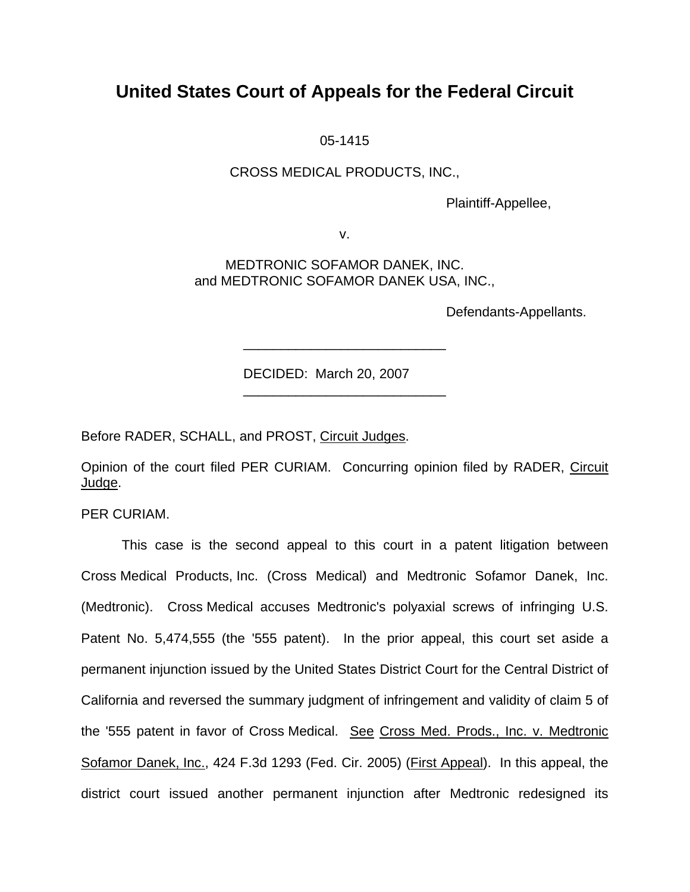# United States Court of Appeals for the Federal Circuit

05-1415

CROSS MEDICAL PRODUCTS, INC.,

Plaintiff-Appellee,

v.

MEDTRONIC SOFAMOR DANEK, INC.
and MEDTRONIC SOFAMOR DANEK USA, INC.,

Defendants-Appellants.

---

DECIDED: March 20, 2007

---

Before RADER, SCHALL, and PROST, Circuit Judges.

Opinion of the court filed PER CURIAM. Concurring opinion filed by RADER, Circuit Judge.

PER CURIAM.

This case is the second appeal to this court in a patent litigation between Cross Medical Products, Inc. (Cross Medical) and Medtronic Sofamor Danek, Inc. (Medtronic). Cross Medical accuses Medtronic's polyaxial screws of infringing U.S. Patent No. 5,474,555 (the '555 patent). In the prior appeal, this court set aside a permanent injunction issued by the United States District Court for the Central District of California and reversed the summary judgment of infringement and validity of claim 5 of the '555 patent in favor of Cross Medical. See Cross Med. Prods., Inc. v. Medtronic Sofamor Danek, Inc., 424 F.3d 1293 (Fed. Cir. 2005) (First Appeal). In this appeal, the district court issued another permanent injunction after Medtronic redesigned its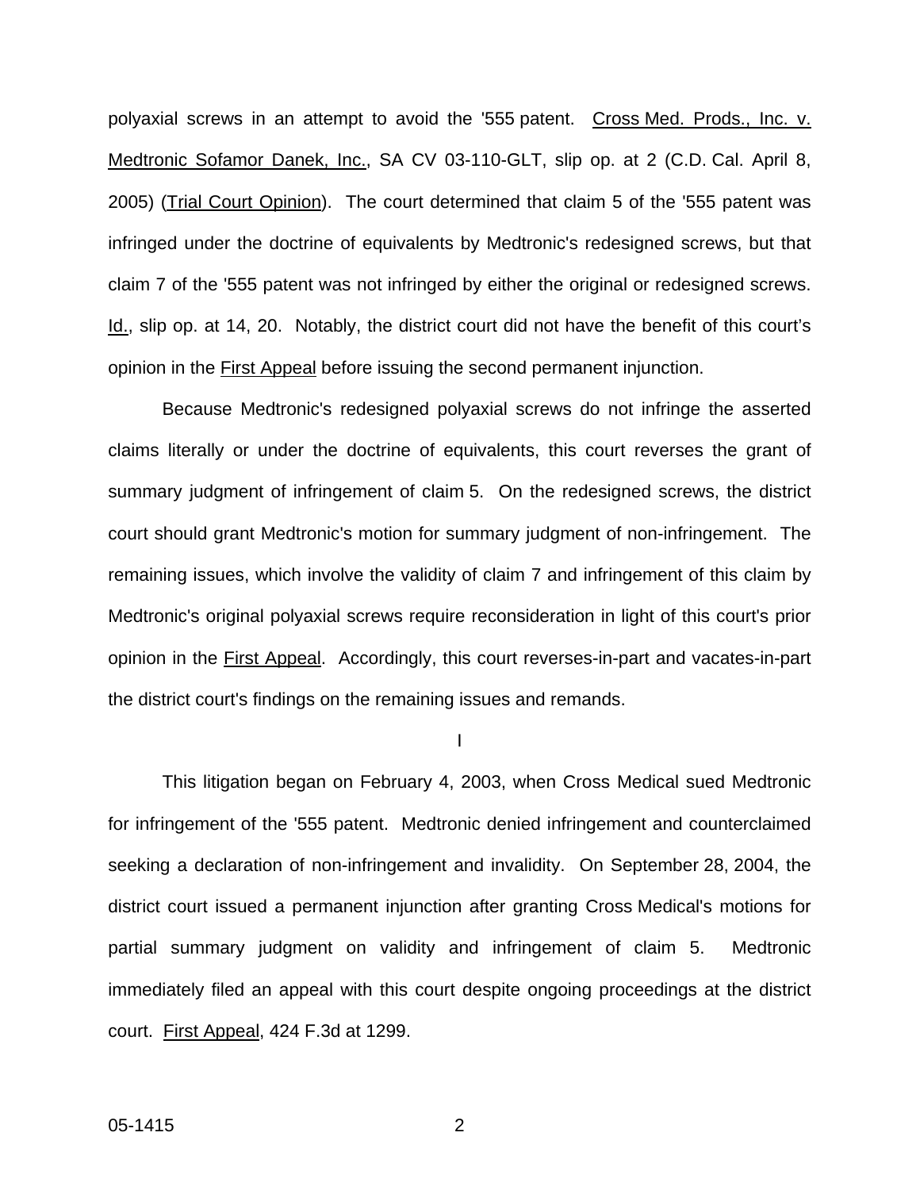polyaxial screws in an attempt to avoid the '555 patent. Cross Med. Prods., Inc. v. Medtronic Sofamor Danek, Inc., SA CV 03-110-GLT, slip op. at 2 (C.D. Cal. April 8, 2005) (Trial Court Opinion). The court determined that claim 5 of the '555 patent was infringed under the doctrine of equivalents by Medtronic's redesigned screws, but that claim 7 of the '555 patent was not infringed by either the original or redesigned screws. Id., slip op. at 14, 20. Notably, the district court did not have the benefit of this court's opinion in the First Appeal before issuing the second permanent injunction.

Because Medtronic's redesigned polyaxial screws do not infringe the asserted claims literally or under the doctrine of equivalents, this court reverses the grant of summary judgment of infringement of claim 5. On the redesigned screws, the district court should grant Medtronic's motion for summary judgment of non-infringement. The remaining issues, which involve the validity of claim 7 and infringement of this claim by Medtronic's original polyaxial screws require reconsideration in light of this court's prior opinion in the First Appeal. Accordingly, this court reverses-in-part and vacates-in-part the district court's findings on the remaining issues and remands.

## I

This litigation began on February 4, 2003, when Cross Medical sued Medtronic for infringement of the '555 patent. Medtronic denied infringement and counterclaimed seeking a declaration of non-infringement and invalidity. On September 28, 2004, the district court issued a permanent injunction after granting Cross Medical's motions for partial summary judgment on validity and infringement of claim 5. Medtronic immediately filed an appeal with this court despite ongoing proceedings at the district court. First Appeal, 424 F.3d at 1299.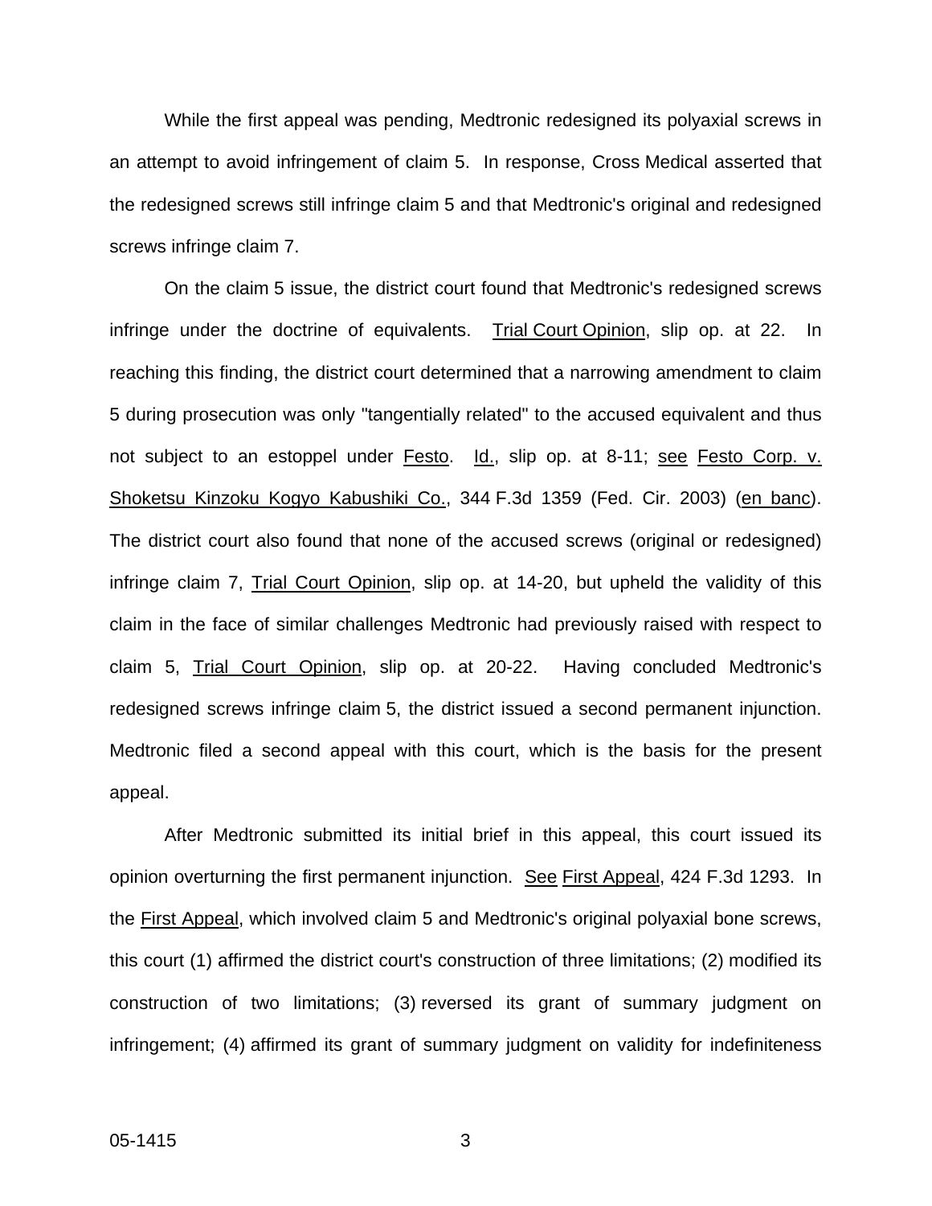While the first appeal was pending, Medtronic redesigned its polyaxial screws in an attempt to avoid infringement of claim 5. In response, Cross Medical asserted that the redesigned screws still infringe claim 5 and that Medtronic's original and redesigned screws infringe claim 7.

On the claim 5 issue, the district court found that Medtronic's redesigned screws infringe under the doctrine of equivalents. Trial Court Opinion, slip op. at 22. In reaching this finding, the district court determined that a narrowing amendment to claim 5 during prosecution was only "tangentially related" to the accused equivalent and thus not subject to an estoppel under Festo. Id., slip op. at 8-11; see Festo Corp. v. Shoketsu Kinzoku Kogyo Kabushiki Co., 344 F.3d 1359 (Fed. Cir. 2003) (en banc). The district court also found that none of the accused screws (original or redesigned) infringe claim 7, Trial Court Opinion, slip op. at 14-20, but upheld the validity of this claim in the face of similar challenges Medtronic had previously raised with respect to claim 5, Trial Court Opinion, slip op. at 20-22. Having concluded Medtronic's redesigned screws infringe claim 5, the district issued a second permanent injunction. Medtronic filed a second appeal with this court, which is the basis for the present appeal.

After Medtronic submitted its initial brief in this appeal, this court issued its opinion overturning the first permanent injunction. See First Appeal, 424 F.3d 1293. In the First Appeal, which involved claim 5 and Medtronic's original polyaxial bone screws, this court (1) affirmed the district court's construction of three limitations; (2) modified its construction of two limitations; (3) reversed its grant of summary judgment on infringement; (4) affirmed its grant of summary judgment on validity for indefiniteness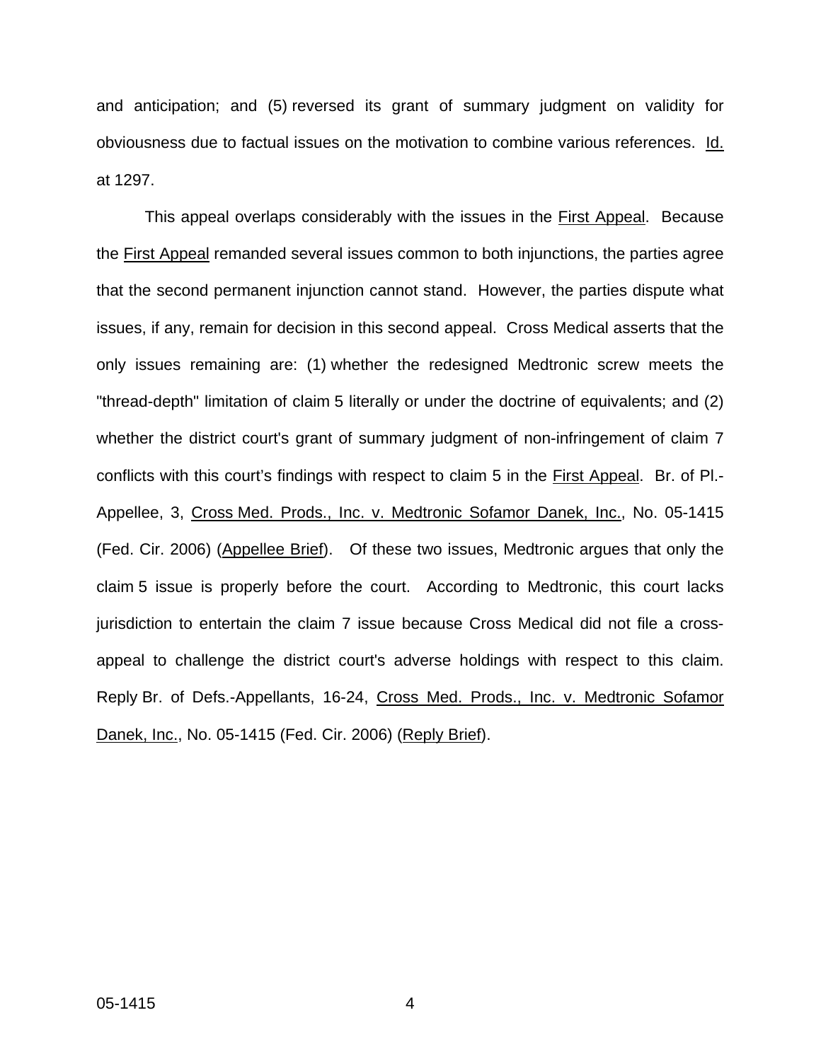and anticipation; and (5) reversed its grant of summary judgment on validity for obviousness due to factual issues on the motivation to combine various references. Id. at 1297.

This appeal overlaps considerably with the issues in the First Appeal. Because the First Appeal remanded several issues common to both injunctions, the parties agree that the second permanent injunction cannot stand. However, the parties dispute what issues, if any, remain for decision in this second appeal. Cross Medical asserts that the only issues remaining are: (1) whether the redesigned Medtronic screw meets the "thread-depth" limitation of claim 5 literally or under the doctrine of equivalents; and (2) whether the district court's grant of summary judgment of non-infringement of claim 7 conflicts with this court's findings with respect to claim 5 in the First Appeal. Br. of Pl.-Appellee, 3, Cross Med. Prods., Inc. v. Medtronic Sofamor Danek, Inc., No. 05-1415 (Fed. Cir. 2006) (Appellee Brief). Of these two issues, Medtronic argues that only the claim 5 issue is properly before the court. According to Medtronic, this court lacks jurisdiction to entertain the claim 7 issue because Cross Medical did not file a cross-appeal to challenge the district court's adverse holdings with respect to this claim. Reply Br. of Defs.-Appellants, 16-24, Cross Med. Prods., Inc. v. Medtronic Sofamor Danek, Inc., No. 05-1415 (Fed. Cir. 2006) (Reply Brief).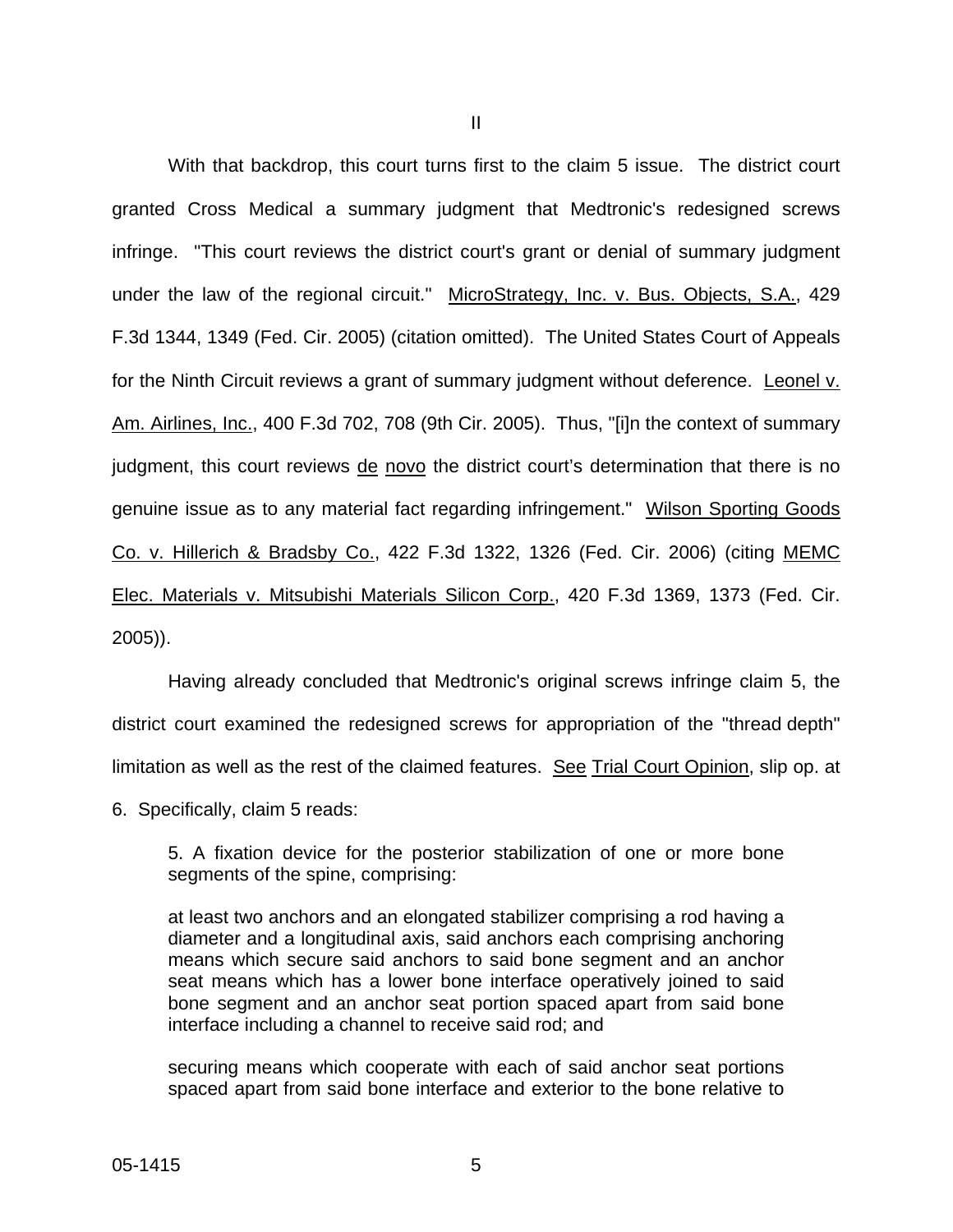II

With that backdrop, this court turns first to the claim 5 issue. The district court granted Cross Medical a summary judgment that Medtronic's redesigned screws infringe. "This court reviews the district court's grant or denial of summary judgment under the law of the regional circuit." MicroStrategy, Inc. v. Bus. Objects, S.A., 429 F.3d 1344, 1349 (Fed. Cir. 2005) (citation omitted). The United States Court of Appeals for the Ninth Circuit reviews a grant of summary judgment without deference. Leonel v. Am. Airlines, Inc., 400 F.3d 702, 708 (9th Cir. 2005). Thus, "[i]n the context of summary judgment, this court reviews de novo the district court's determination that there is no genuine issue as to any material fact regarding infringement." Wilson Sporting Goods Co. v. Hillerich & Bradsby Co., 422 F.3d 1322, 1326 (Fed. Cir. 2006) (citing MEMC Elec. Materials v. Mitsubishi Materials Silicon Corp., 420 F.3d 1369, 1373 (Fed. Cir. 2005)).

Having already concluded that Medtronic's original screws infringe claim 5, the district court examined the redesigned screws for appropriation of the "thread depth" limitation as well as the rest of the claimed features. See Trial Court Opinion, slip op. at 6. Specifically, claim 5 reads:

> 5. A fixation device for the posterior stabilization of one or more bone segments of the spine, comprising:
>
> at least two anchors and an elongated stabilizer comprising a rod having a diameter and a longitudinal axis, said anchors each comprising anchoring means which secure said anchors to said bone segment and an anchor seat means which has a lower bone interface operatively joined to said bone segment and an anchor seat portion spaced apart from said bone interface including a channel to receive said rod; and
>
> securing means which cooperate with each of said anchor seat portions spaced apart from said bone interface and exterior to the bone relative to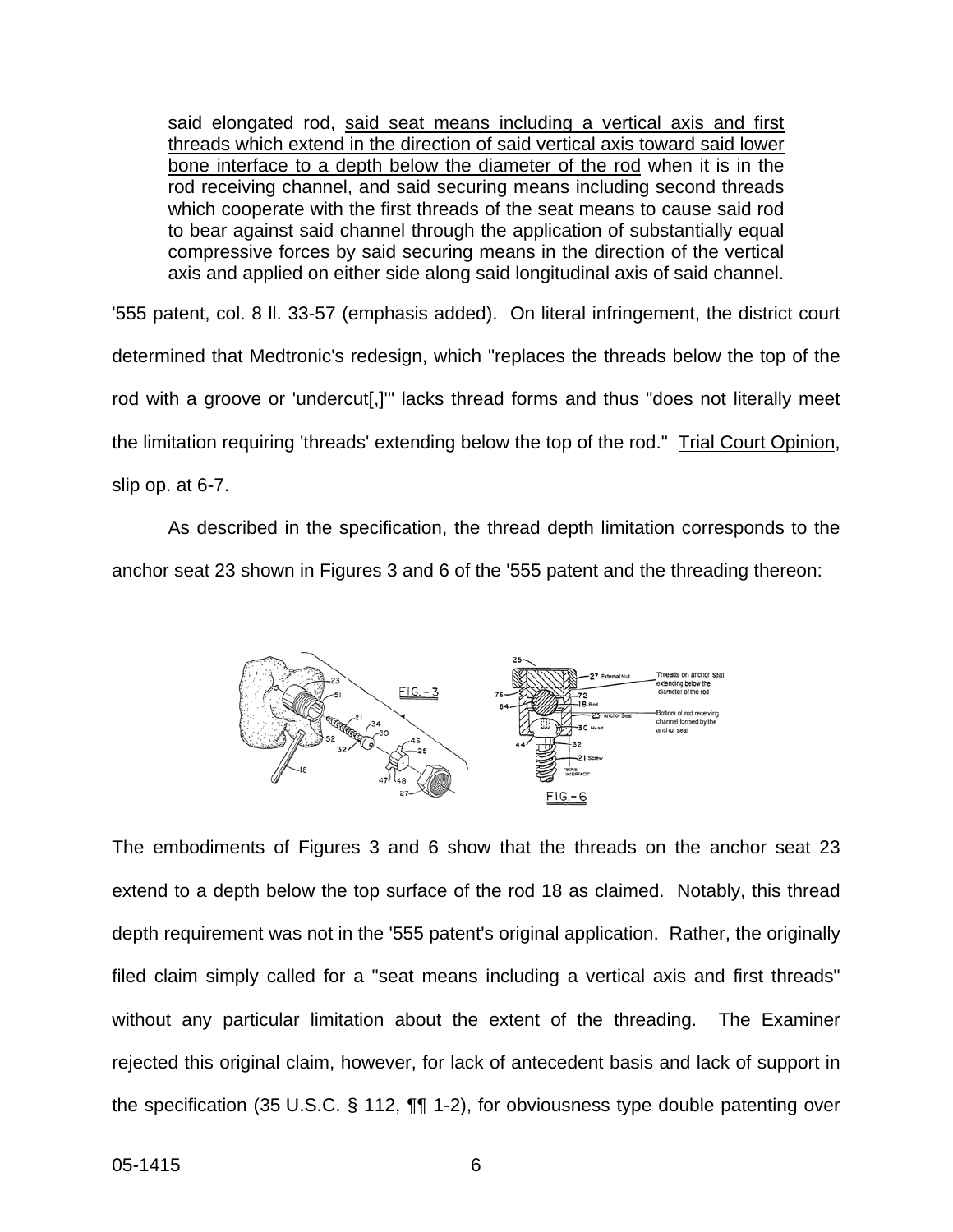> said elongated rod, <u>said seat means including a vertical axis and first threads which extend in the direction of said vertical axis toward said lower bone interface to a depth below the diameter of the rod</u> when it is in the rod receiving channel, and said securing means including second threads which cooperate with the first threads of the seat means to cause said rod to bear against said channel through the application of substantially equal compressive forces by said securing means in the direction of the vertical axis and applied on either side along said longitudinal axis of said channel.

'555 patent, col. 8 ll. 33-57 (emphasis added). On literal infringement, the district court determined that Medtronic's redesign, which "replaces the threads below the top of the rod with a groove or 'undercut[,]'" lacks thread forms and thus "does not literally meet the limitation requiring 'threads' extending below the top of the rod." <u>Trial Court Opinion</u>, slip op. at 6-7.

As described in the specification, the thread depth limitation corresponds to the anchor seat 23 shown in Figures 3 and 6 of the '555 patent and the threading thereon:

FIG. – 3 FIG. – 6

The embodiments of Figures 3 and 6 show that the threads on the anchor seat 23 extend to a depth below the top surface of the rod 18 as claimed. Notably, this thread depth requirement was not in the '555 patent's original application. Rather, the originally filed claim simply called for a "seat means including a vertical axis and first threads" without any particular limitation about the extent of the threading. The Examiner rejected this original claim, however, for lack of antecedent basis and lack of support in the specification (35 U.S.C. § 112, ¶¶ 1-2), for obviousness type double patenting over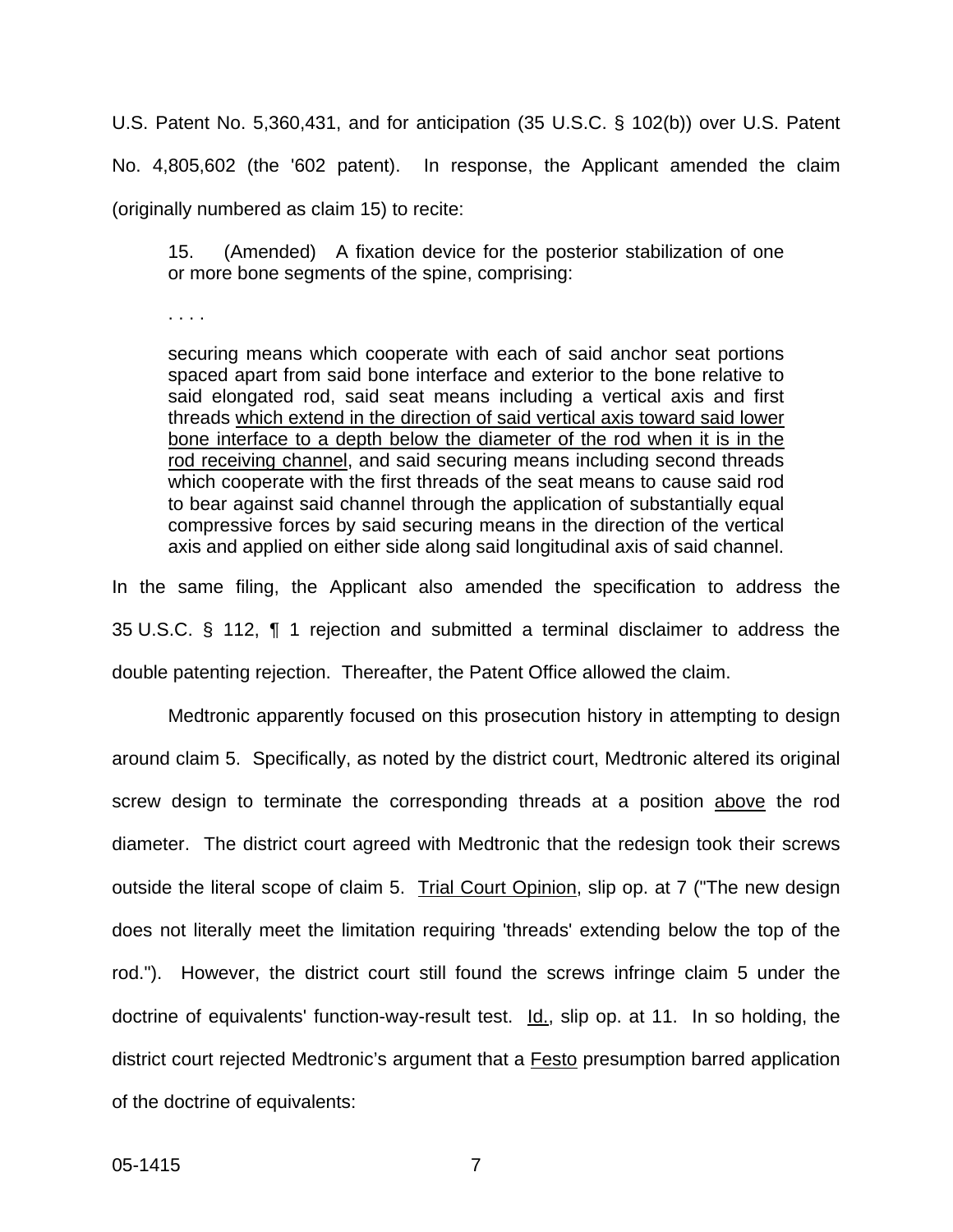U.S. Patent No. 5,360,431, and for anticipation (35 U.S.C. § 102(b)) over U.S. Patent No. 4,805,602 (the '602 patent). In response, the Applicant amended the claim (originally numbered as claim 15) to recite:

> 15. (Amended) A fixation device for the posterior stabilization of one or more bone segments of the spine, comprising:
>
> . . . .
>
> securing means which cooperate with each of said anchor seat portions spaced apart from said bone interface and exterior to the bone relative to said elongated rod, said seat means including a vertical axis and first threads <u>which extend in the direction of said vertical axis toward said lower bone interface to a depth below the diameter of the rod when it is in the rod receiving channel</u>, and said securing means including second threads which cooperate with the first threads of the seat means to cause said rod to bear against said channel through the application of substantially equal compressive forces by said securing means in the direction of the vertical axis and applied on either side along said longitudinal axis of said channel.

In the same filing, the Applicant also amended the specification to address the 35 U.S.C. § 112, ¶ 1 rejection and submitted a terminal disclaimer to address the double patenting rejection. Thereafter, the Patent Office allowed the claim.

Medtronic apparently focused on this prosecution history in attempting to design around claim 5. Specifically, as noted by the district court, Medtronic altered its original screw design to terminate the corresponding threads at a position <u>above</u> the rod diameter. The district court agreed with Medtronic that the redesign took their screws outside the literal scope of claim 5. <u>Trial Court Opinion</u>, slip op. at 7 ("The new design does not literally meet the limitation requiring 'threads' extending below the top of the rod."). However, the district court still found the screws infringe claim 5 under the doctrine of equivalents' function-way-result test. <u>Id.</u>, slip op. at 11. In so holding, the district court rejected Medtronic's argument that a <u>Festo</u> presumption barred application of the doctrine of equivalents: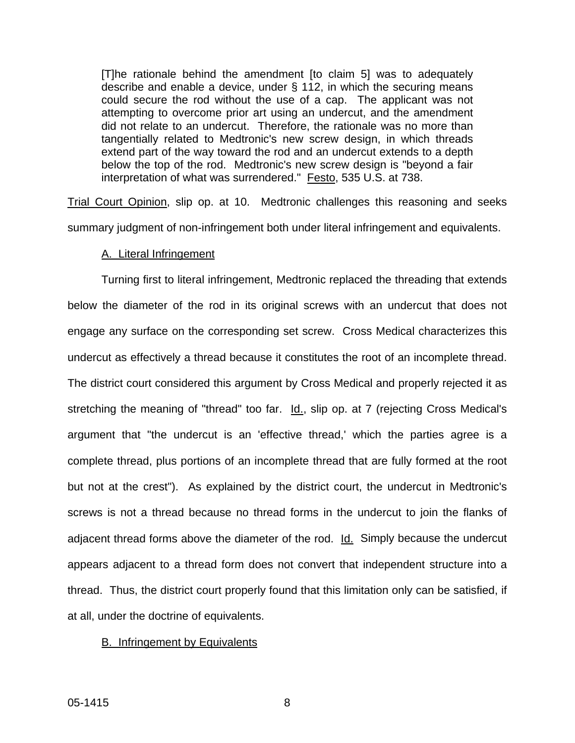> [T]he rationale behind the amendment [to claim 5] was to adequately describe and enable a device, under § 112, in which the securing means could secure the rod without the use of a cap. The applicant was not attempting to overcome prior art using an undercut, and the amendment did not relate to an undercut. Therefore, the rationale was no more than tangentially related to Medtronic's new screw design, in which threads extend part of the way toward the rod and an undercut extends to a depth below the top of the rod. Medtronic's new screw design is "beyond a fair interpretation of what was surrendered." Festo, 535 U.S. at 738.

Trial Court Opinion, slip op. at 10. Medtronic challenges this reasoning and seeks summary judgment of non-infringement both under literal infringement and equivalents.

A. Literal Infringement

Turning first to literal infringement, Medtronic replaced the threading that extends below the diameter of the rod in its original screws with an undercut that does not engage any surface on the corresponding set screw. Cross Medical characterizes this undercut as effectively a thread because it constitutes the root of an incomplete thread. The district court considered this argument by Cross Medical and properly rejected it as stretching the meaning of "thread" too far. Id., slip op. at 7 (rejecting Cross Medical's argument that "the undercut is an 'effective thread,' which the parties agree is a complete thread, plus portions of an incomplete thread that are fully formed at the root but not at the crest"). As explained by the district court, the undercut in Medtronic's screws is not a thread because no thread forms in the undercut to join the flanks of adjacent thread forms above the diameter of the rod. Id. Simply because the undercut appears adjacent to a thread form does not convert that independent structure into a thread. Thus, the district court properly found that this limitation only can be satisfied, if at all, under the doctrine of equivalents.

B. Infringement by Equivalents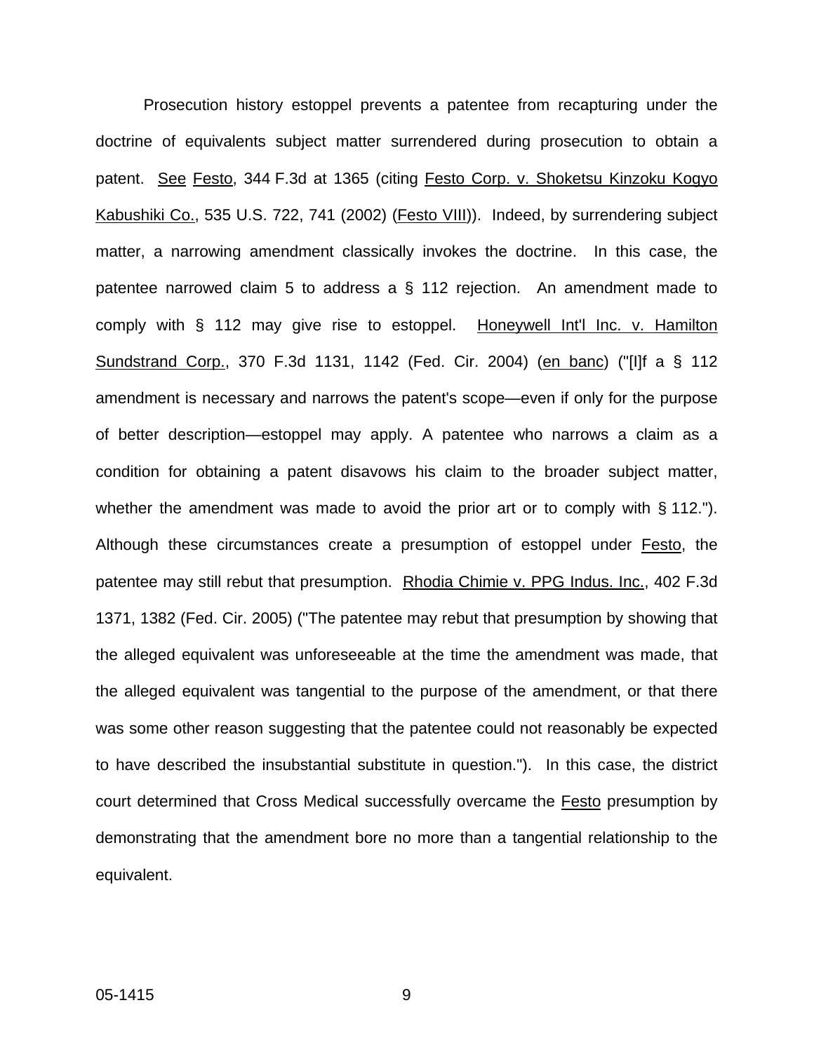Prosecution history estoppel prevents a patentee from recapturing under the doctrine of equivalents subject matter surrendered during prosecution to obtain a patent. See Festo, 344 F.3d at 1365 (citing Festo Corp. v. Shoketsu Kinzoku Kogyo Kabushiki Co., 535 U.S. 722, 741 (2002) (Festo VIII)). Indeed, by surrendering subject matter, a narrowing amendment classically invokes the doctrine. In this case, the patentee narrowed claim 5 to address a § 112 rejection. An amendment made to comply with § 112 may give rise to estoppel. Honeywell Int'l Inc. v. Hamilton Sundstrand Corp., 370 F.3d 1131, 1142 (Fed. Cir. 2004) (en banc) ("[I]f a § 112 amendment is necessary and narrows the patent's scope—even if only for the purpose of better description—estoppel may apply. A patentee who narrows a claim as a condition for obtaining a patent disavows his claim to the broader subject matter, whether the amendment was made to avoid the prior art or to comply with § 112."). Although these circumstances create a presumption of estoppel under Festo, the patentee may still rebut that presumption. Rhodia Chimie v. PPG Indus. Inc., 402 F.3d 1371, 1382 (Fed. Cir. 2005) ("The patentee may rebut that presumption by showing that the alleged equivalent was unforeseeable at the time the amendment was made, that the alleged equivalent was tangential to the purpose of the amendment, or that there was some other reason suggesting that the patentee could not reasonably be expected to have described the insubstantial substitute in question."). In this case, the district court determined that Cross Medical successfully overcame the Festo presumption by demonstrating that the amendment bore no more than a tangential relationship to the equivalent.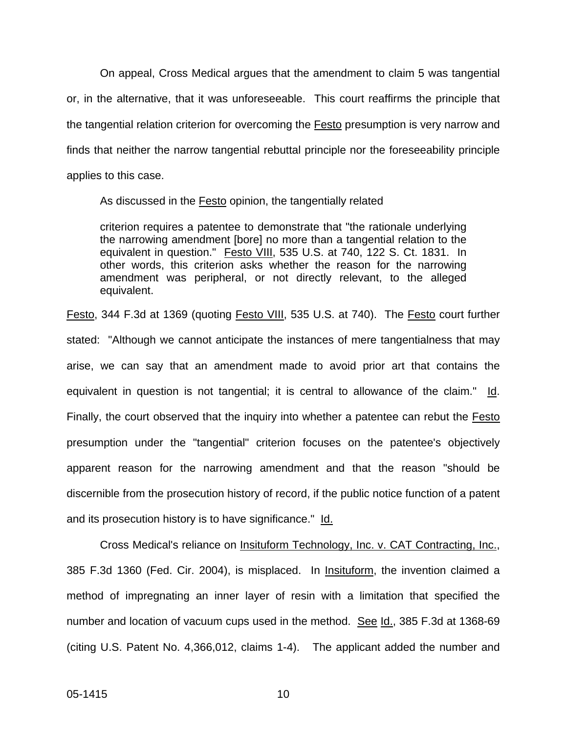On appeal, Cross Medical argues that the amendment to claim 5 was tangential or, in the alternative, that it was unforeseeable. This court reaffirms the principle that the tangential relation criterion for overcoming the Festo presumption is very narrow and finds that neither the narrow tangential rebuttal principle nor the foreseeability principle applies to this case.

As discussed in the Festo opinion, the tangentially related

> criterion requires a patentee to demonstrate that "the rationale underlying the narrowing amendment [bore] no more than a tangential relation to the equivalent in question." Festo VIII, 535 U.S. at 740, 122 S. Ct. 1831. In other words, this criterion asks whether the reason for the narrowing amendment was peripheral, or not directly relevant, to the alleged equivalent.

Festo, 344 F.3d at 1369 (quoting Festo VIII, 535 U.S. at 740). The Festo court further stated: "Although we cannot anticipate the instances of mere tangentialness that may arise, we can say that an amendment made to avoid prior art that contains the equivalent in question is not tangential; it is central to allowance of the claim." Id. Finally, the court observed that the inquiry into whether a patentee can rebut the Festo presumption under the "tangential" criterion focuses on the patentee's objectively apparent reason for the narrowing amendment and that the reason "should be discernible from the prosecution history of record, if the public notice function of a patent and its prosecution history is to have significance." Id.

Cross Medical's reliance on Insituform Technology, Inc. v. CAT Contracting, Inc., 385 F.3d 1360 (Fed. Cir. 2004), is misplaced. In Insituform, the invention claimed a method of impregnating an inner layer of resin with a limitation that specified the number and location of vacuum cups used in the method. See Id., 385 F.3d at 1368-69 (citing U.S. Patent No. 4,366,012, claims 1-4). The applicant added the number and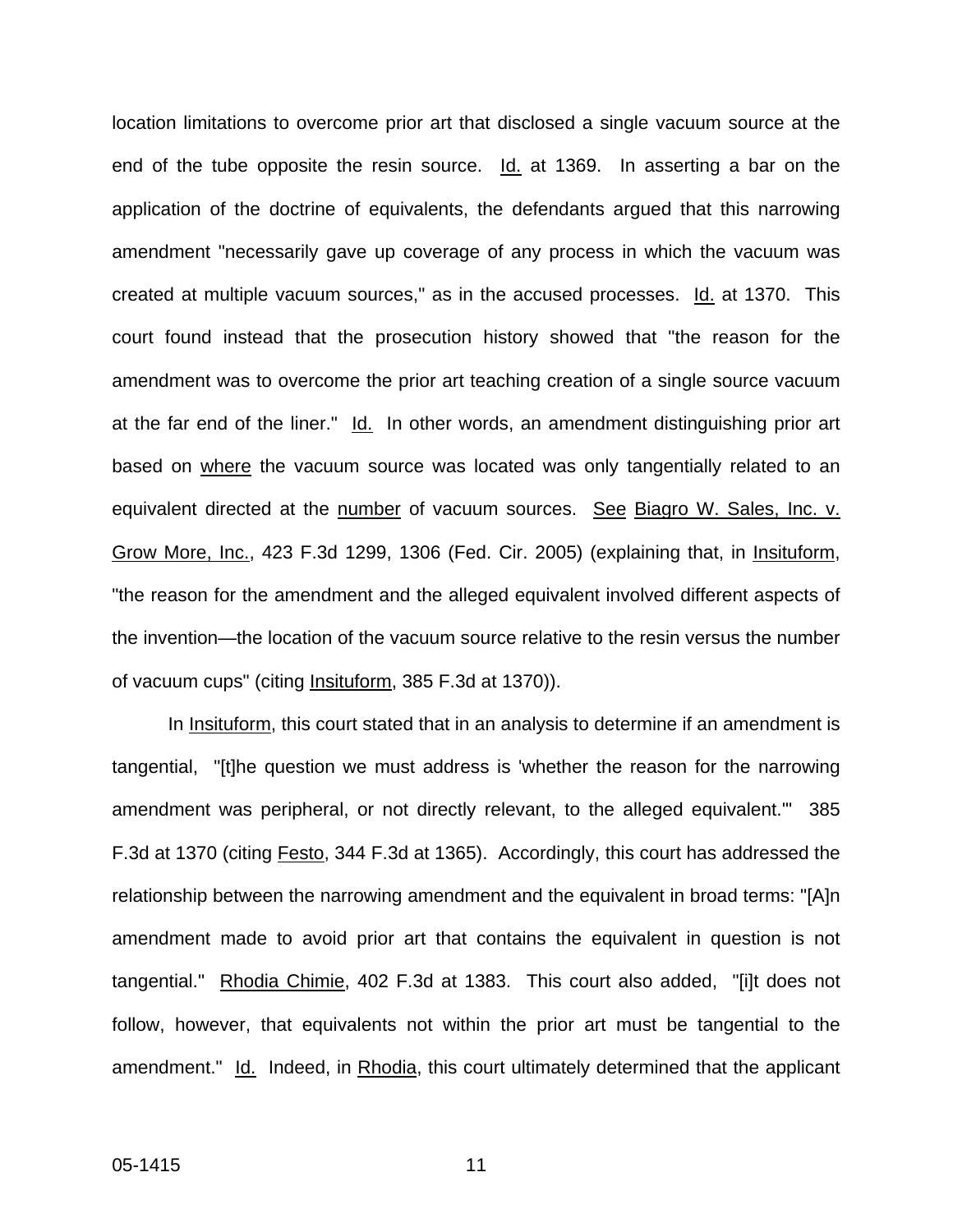location limitations to overcome prior art that disclosed a single vacuum source at the end of the tube opposite the resin source. Id. at 1369. In asserting a bar on the application of the doctrine of equivalents, the defendants argued that this narrowing amendment "necessarily gave up coverage of any process in which the vacuum was created at multiple vacuum sources," as in the accused processes. Id. at 1370. This court found instead that the prosecution history showed that "the reason for the amendment was to overcome the prior art teaching creation of a single source vacuum at the far end of the liner." Id. In other words, an amendment distinguishing prior art based on where the vacuum source was located was only tangentially related to an equivalent directed at the number of vacuum sources. See Biagro W. Sales, Inc. v. Grow More, Inc., 423 F.3d 1299, 1306 (Fed. Cir. 2005) (explaining that, in Insituform, "the reason for the amendment and the alleged equivalent involved different aspects of the invention—the location of the vacuum source relative to the resin versus the number of vacuum cups" (citing Insituform, 385 F.3d at 1370)).

In Insituform, this court stated that in an analysis to determine if an amendment is tangential, "[t]he question we must address is 'whether the reason for the narrowing amendment was peripheral, or not directly relevant, to the alleged equivalent.'" 385 F.3d at 1370 (citing Festo, 344 F.3d at 1365). Accordingly, this court has addressed the relationship between the narrowing amendment and the equivalent in broad terms: "[A]n amendment made to avoid prior art that contains the equivalent in question is not tangential." Rhodia Chimie, 402 F.3d at 1383. This court also added, "[i]t does not follow, however, that equivalents not within the prior art must be tangential to the amendment." Id. Indeed, in Rhodia, this court ultimately determined that the applicant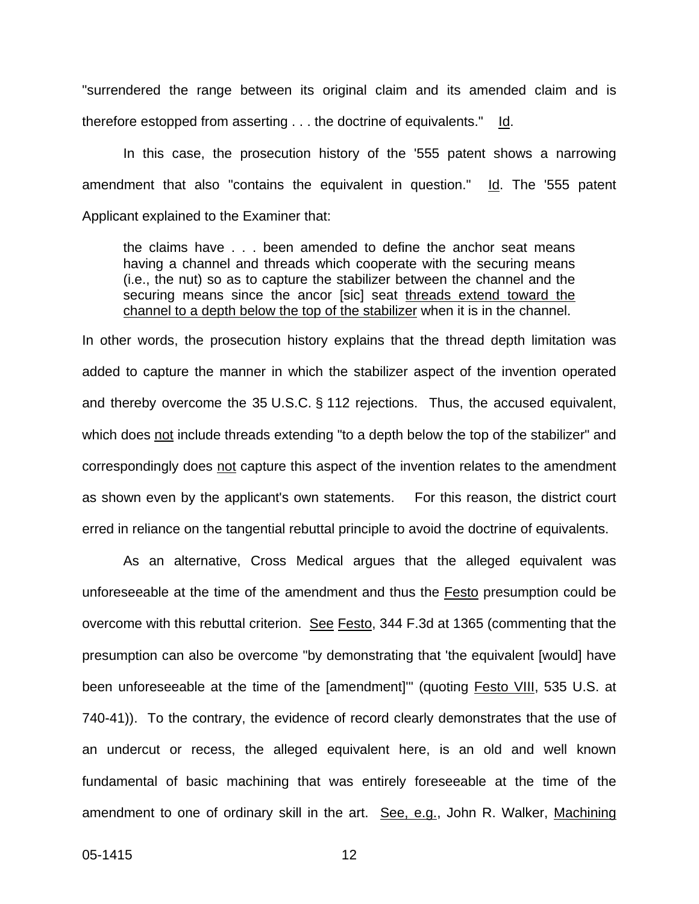"surrendered the range between its original claim and its amended claim and is therefore estopped from asserting . . . the doctrine of equivalents." Id.

In this case, the prosecution history of the '555 patent shows a narrowing amendment that also "contains the equivalent in question." Id. The '555 patent Applicant explained to the Examiner that:

> the claims have . . . been amended to define the anchor seat means having a channel and threads which cooperate with the securing means (i.e., the nut) so as to capture the stabilizer between the channel and the securing means since the ancor [sic] seat threads extend toward the channel to a depth below the top of the stabilizer when it is in the channel.

In other words, the prosecution history explains that the thread depth limitation was added to capture the manner in which the stabilizer aspect of the invention operated and thereby overcome the 35 U.S.C. § 112 rejections. Thus, the accused equivalent, which does not include threads extending "to a depth below the top of the stabilizer" and correspondingly does not capture this aspect of the invention relates to the amendment as shown even by the applicant's own statements. For this reason, the district court erred in reliance on the tangential rebuttal principle to avoid the doctrine of equivalents.

As an alternative, Cross Medical argues that the alleged equivalent was unforeseeable at the time of the amendment and thus the Festo presumption could be overcome with this rebuttal criterion. See Festo, 344 F.3d at 1365 (commenting that the presumption can also be overcome "by demonstrating that 'the equivalent [would] have been unforeseeable at the time of the [amendment]'" (quoting Festo VIII, 535 U.S. at 740-41)). To the contrary, the evidence of record clearly demonstrates that the use of an undercut or recess, the alleged equivalent here, is an old and well known fundamental of basic machining that was entirely foreseeable at the time of the amendment to one of ordinary skill in the art. See, e.g., John R. Walker, Machining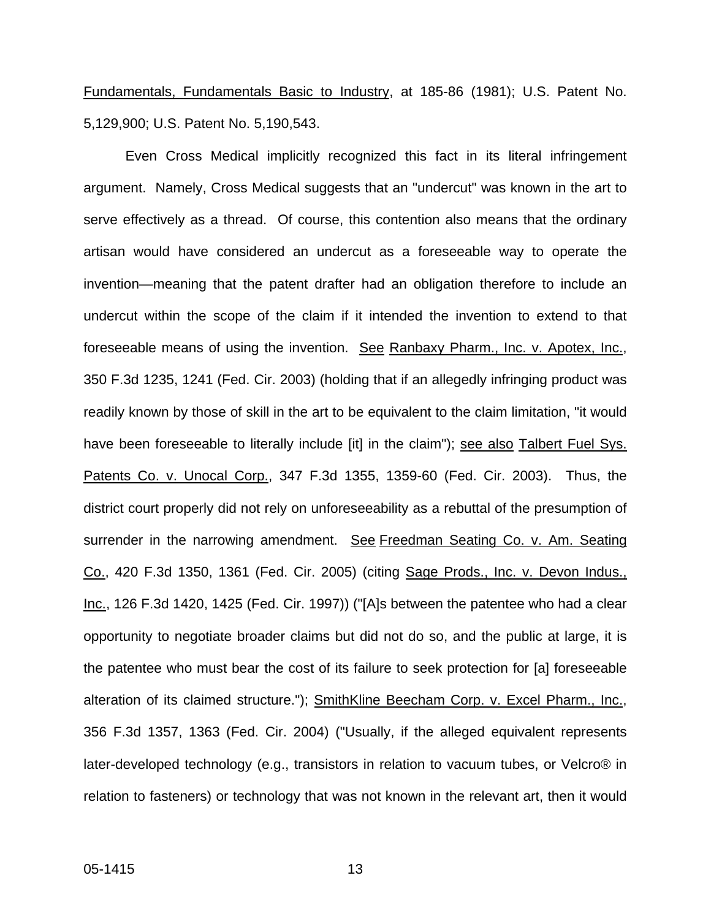Fundamentals, Fundamentals Basic to Industry, at 185-86 (1981); U.S. Patent No. 5,129,900; U.S. Patent No. 5,190,543.

Even Cross Medical implicitly recognized this fact in its literal infringement argument. Namely, Cross Medical suggests that an "undercut" was known in the art to serve effectively as a thread. Of course, this contention also means that the ordinary artisan would have considered an undercut as a foreseeable way to operate the invention—meaning that the patent drafter had an obligation therefore to include an undercut within the scope of the claim if it intended the invention to extend to that foreseeable means of using the invention. See Ranbaxy Pharm., Inc. v. Apotex, Inc., 350 F.3d 1235, 1241 (Fed. Cir. 2003) (holding that if an allegedly infringing product was readily known by those of skill in the art to be equivalent to the claim limitation, "it would have been foreseeable to literally include [it] in the claim"); see also Talbert Fuel Sys. Patents Co. v. Unocal Corp., 347 F.3d 1355, 1359-60 (Fed. Cir. 2003). Thus, the district court properly did not rely on unforeseeability as a rebuttal of the presumption of surrender in the narrowing amendment. See Freedman Seating Co. v. Am. Seating Co., 420 F.3d 1350, 1361 (Fed. Cir. 2005) (citing Sage Prods., Inc. v. Devon Indus., Inc., 126 F.3d 1420, 1425 (Fed. Cir. 1997)) ("[A]s between the patentee who had a clear opportunity to negotiate broader claims but did not do so, and the public at large, it is the patentee who must bear the cost of its failure to seek protection for [a] foreseeable alteration of its claimed structure."); SmithKline Beecham Corp. v. Excel Pharm., Inc., 356 F.3d 1357, 1363 (Fed. Cir. 2004) ("Usually, if the alleged equivalent represents later-developed technology (e.g., transistors in relation to vacuum tubes, or Velcro® in relation to fasteners) or technology that was not known in the relevant art, then it would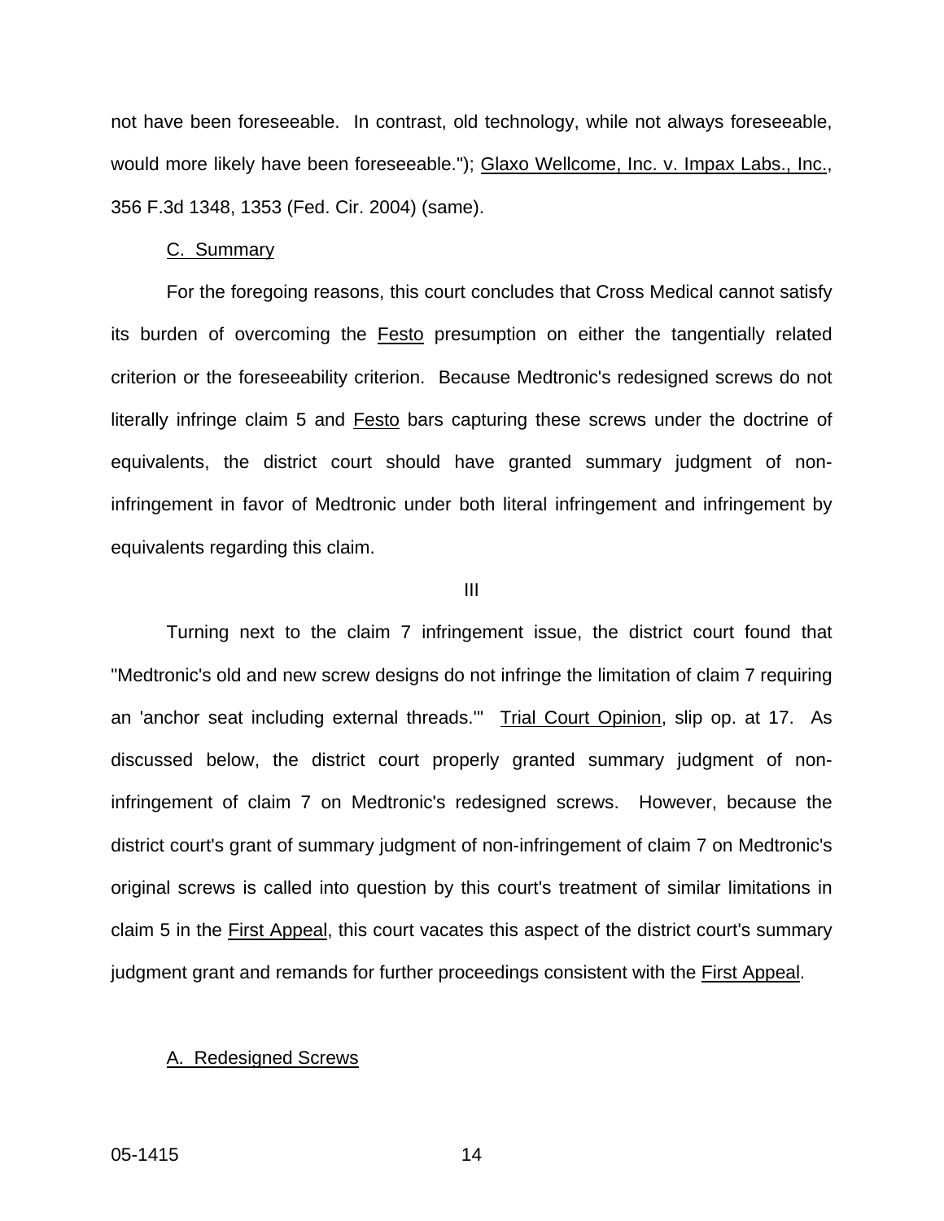not have been foreseeable. In contrast, old technology, while not always foreseeable, would more likely have been foreseeable."); Glaxo Wellcome, Inc. v. Impax Labs., Inc., 356 F.3d 1348, 1353 (Fed. Cir. 2004) (same).

C. Summary

For the foregoing reasons, this court concludes that Cross Medical cannot satisfy its burden of overcoming the Festo presumption on either the tangentially related criterion or the foreseeability criterion. Because Medtronic's redesigned screws do not literally infringe claim 5 and Festo bars capturing these screws under the doctrine of equivalents, the district court should have granted summary judgment of non-infringement in favor of Medtronic under both literal infringement and infringement by equivalents regarding this claim.

III

Turning next to the claim 7 infringement issue, the district court found that "Medtronic's old and new screw designs do not infringe the limitation of claim 7 requiring an 'anchor seat including external threads.'" Trial Court Opinion, slip op. at 17. As discussed below, the district court properly granted summary judgment of non-infringement of claim 7 on Medtronic's redesigned screws. However, because the district court's grant of summary judgment of non-infringement of claim 7 on Medtronic's original screws is called into question by this court's treatment of similar limitations in claim 5 in the First Appeal, this court vacates this aspect of the district court's summary judgment grant and remands for further proceedings consistent with the First Appeal.

A. Redesigned Screws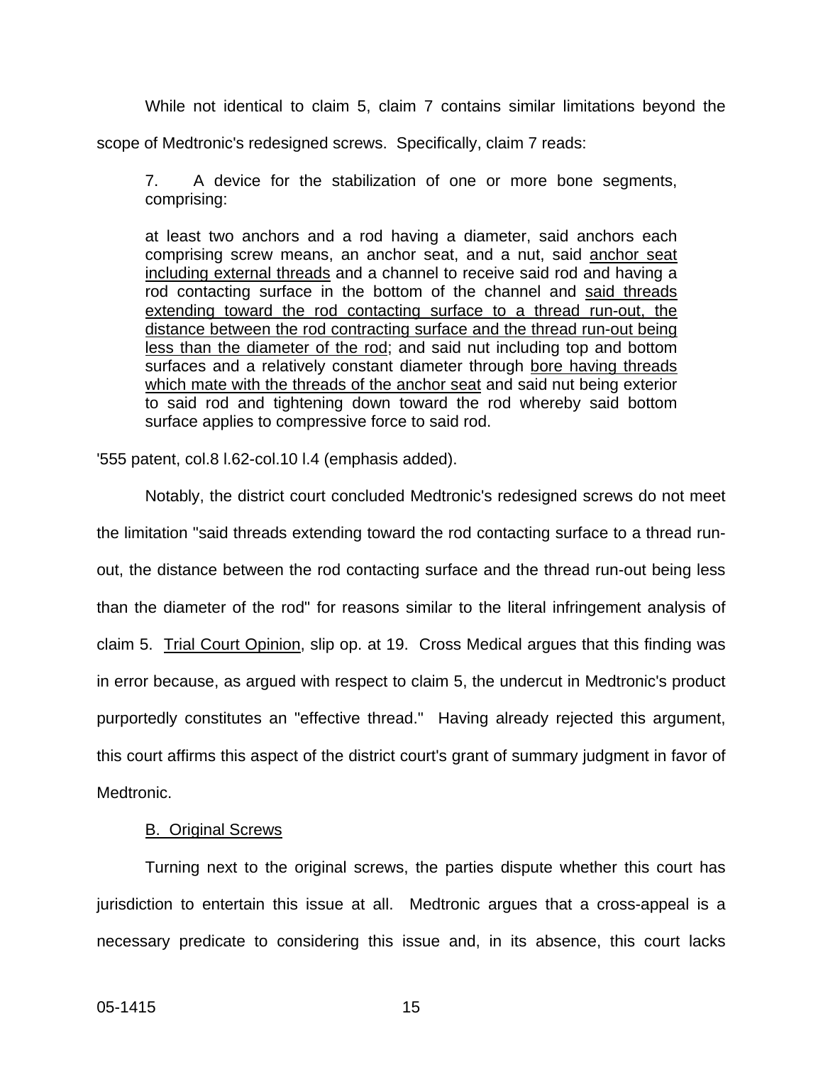While not identical to claim 5, claim 7 contains similar limitations beyond the scope of Medtronic's redesigned screws. Specifically, claim 7 reads:

> 7. A device for the stabilization of one or more bone segments, comprising:
>
> at least two anchors and a rod having a diameter, said anchors each comprising screw means, an anchor seat, and a nut, said <u>anchor seat including external threads</u> and a channel to receive said rod and having a rod contacting surface in the bottom of the channel and <u>said threads extending toward the rod contacting surface to a thread run-out, the distance between the rod contracting surface and the thread run-out being less than the diameter of the rod</u>; and said nut including top and bottom surfaces and a relatively constant diameter through <u>bore having threads which mate with the threads of the anchor seat</u> and said nut being exterior to said rod and tightening down toward the rod whereby said bottom surface applies to compressive force to said rod.

'555 patent, col.8 l.62-col.10 l.4 (emphasis added).

Notably, the district court concluded Medtronic's redesigned screws do not meet the limitation "said threads extending toward the rod contacting surface to a thread run-out, the distance between the rod contacting surface and the thread run-out being less than the diameter of the rod" for reasons similar to the literal infringement analysis of claim 5. <u>Trial Court Opinion</u>, slip op. at 19. Cross Medical argues that this finding was in error because, as argued with respect to claim 5, the undercut in Medtronic's product purportedly constitutes an "effective thread." Having already rejected this argument, this court affirms this aspect of the district court's grant of summary judgment in favor of Medtronic.

<u>B. Original Screws</u>

Turning next to the original screws, the parties dispute whether this court has jurisdiction to entertain this issue at all. Medtronic argues that a cross-appeal is a necessary predicate to considering this issue and, in its absence, this court lacks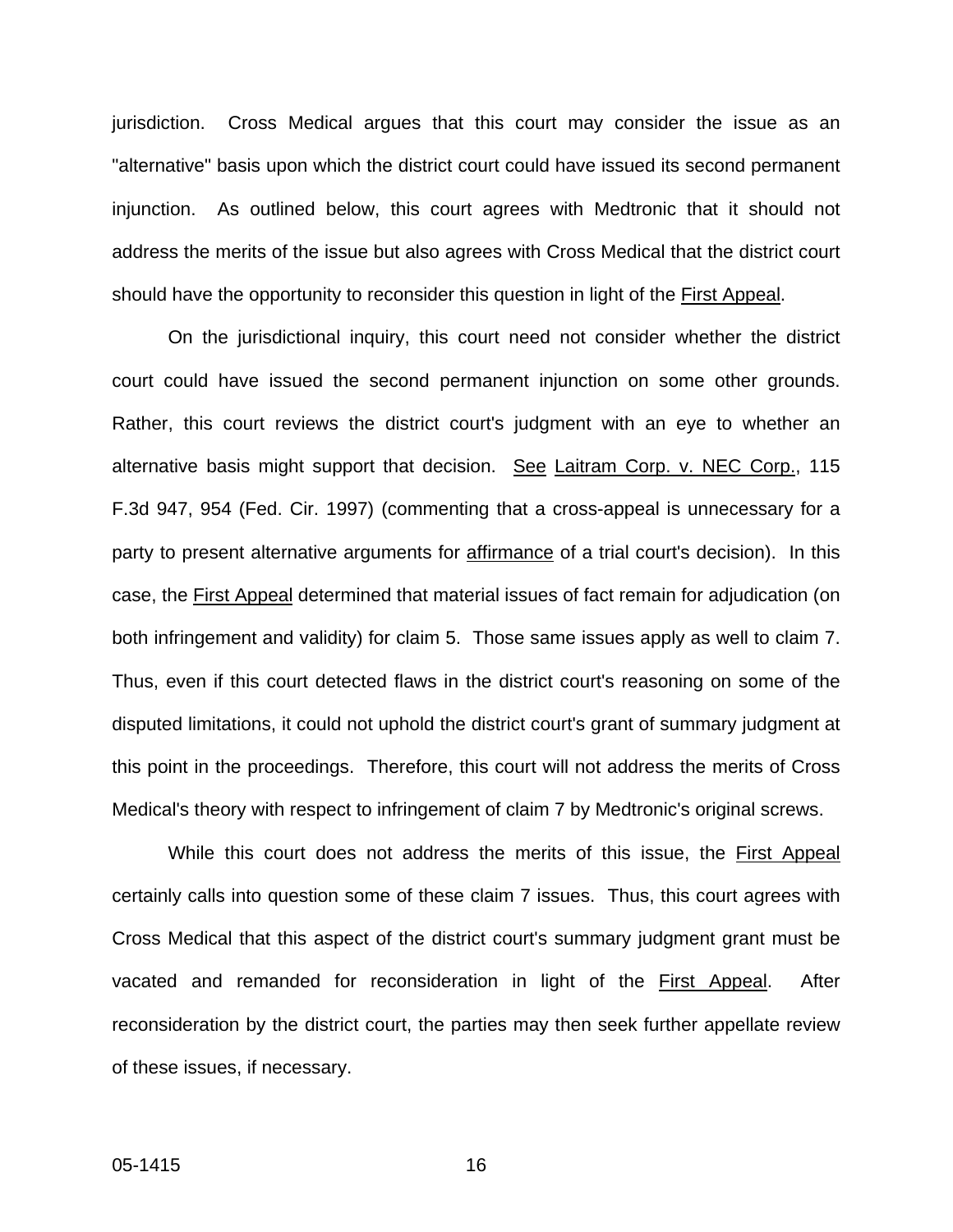jurisdiction. Cross Medical argues that this court may consider the issue as an "alternative" basis upon which the district court could have issued its second permanent injunction. As outlined below, this court agrees with Medtronic that it should not address the merits of the issue but also agrees with Cross Medical that the district court should have the opportunity to reconsider this question in light of the First Appeal.

On the jurisdictional inquiry, this court need not consider whether the district court could have issued the second permanent injunction on some other grounds. Rather, this court reviews the district court's judgment with an eye to whether an alternative basis might support that decision. See Laitram Corp. v. NEC Corp., 115 F.3d 947, 954 (Fed. Cir. 1997) (commenting that a cross-appeal is unnecessary for a party to present alternative arguments for affirmance of a trial court's decision). In this case, the First Appeal determined that material issues of fact remain for adjudication (on both infringement and validity) for claim 5. Those same issues apply as well to claim 7. Thus, even if this court detected flaws in the district court's reasoning on some of the disputed limitations, it could not uphold the district court's grant of summary judgment at this point in the proceedings. Therefore, this court will not address the merits of Cross Medical's theory with respect to infringement of claim 7 by Medtronic's original screws.

While this court does not address the merits of this issue, the First Appeal certainly calls into question some of these claim 7 issues. Thus, this court agrees with Cross Medical that this aspect of the district court's summary judgment grant must be vacated and remanded for reconsideration in light of the First Appeal. After reconsideration by the district court, the parties may then seek further appellate review of these issues, if necessary.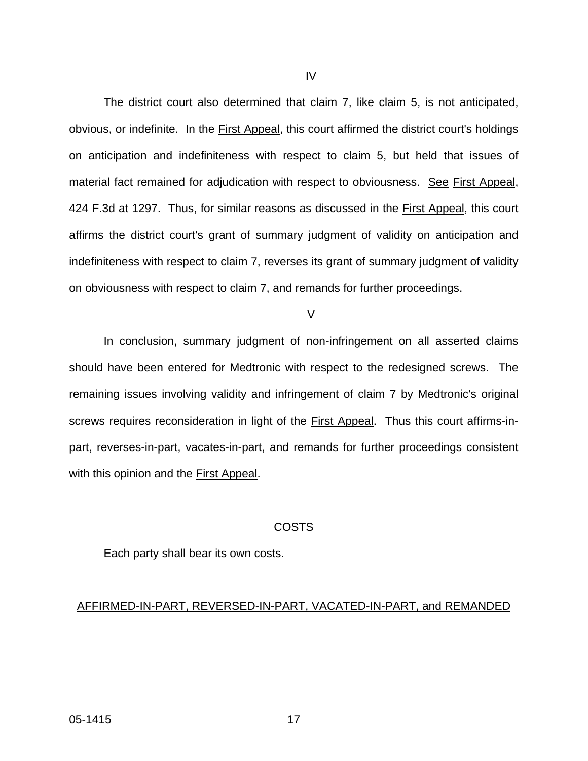IV

The district court also determined that claim 7, like claim 5, is not anticipated, obvious, or indefinite. In the First Appeal, this court affirmed the district court's holdings on anticipation and indefiniteness with respect to claim 5, but held that issues of material fact remained for adjudication with respect to obviousness. See First Appeal, 424 F.3d at 1297. Thus, for similar reasons as discussed in the First Appeal, this court affirms the district court's grant of summary judgment of validity on anticipation and indefiniteness with respect to claim 7, reverses its grant of summary judgment of validity on obviousness with respect to claim 7, and remands for further proceedings.

V

In conclusion, summary judgment of non-infringement on all asserted claims should have been entered for Medtronic with respect to the redesigned screws. The remaining issues involving validity and infringement of claim 7 by Medtronic's original screws requires reconsideration in light of the First Appeal. Thus this court affirms-in-part, reverses-in-part, vacates-in-part, and remands for further proceedings consistent with this opinion and the First Appeal.

COSTS

Each party shall bear its own costs.

AFFIRMED-IN-PART, REVERSED-IN-PART, VACATED-IN-PART, and REMANDED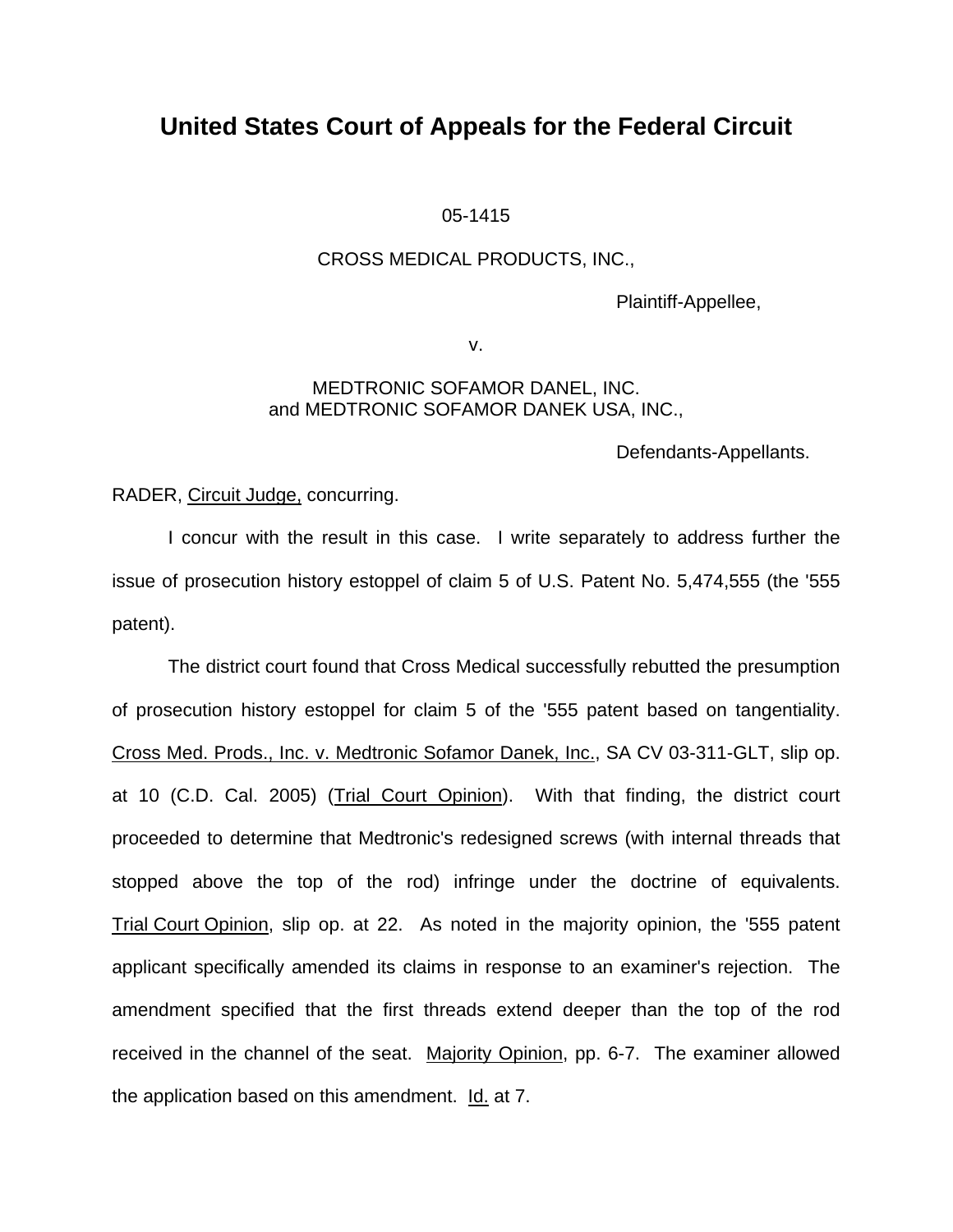# United States Court of Appeals for the Federal Circuit

05-1415

CROSS MEDICAL PRODUCTS, INC.,

Plaintiff-Appellee,

v.

MEDTRONIC SOFAMOR DANEL, INC.
and MEDTRONIC SOFAMOR DANEK USA, INC.,

Defendants-Appellants.

RADER, Circuit Judge, concurring.

I concur with the result in this case. I write separately to address further the issue of prosecution history estoppel of claim 5 of U.S. Patent No. 5,474,555 (the '555 patent).

The district court found that Cross Medical successfully rebutted the presumption of prosecution history estoppel for claim 5 of the '555 patent based on tangentiality. Cross Med. Prods., Inc. v. Medtronic Sofamor Danek, Inc., SA CV 03-311-GLT, slip op. at 10 (C.D. Cal. 2005) (Trial Court Opinion). With that finding, the district court proceeded to determine that Medtronic's redesigned screws (with internal threads that stopped above the top of the rod) infringe under the doctrine of equivalents. Trial Court Opinion, slip op. at 22. As noted in the majority opinion, the '555 patent applicant specifically amended its claims in response to an examiner's rejection. The amendment specified that the first threads extend deeper than the top of the rod received in the channel of the seat. Majority Opinion, pp. 6-7. The examiner allowed the application based on this amendment. Id. at 7.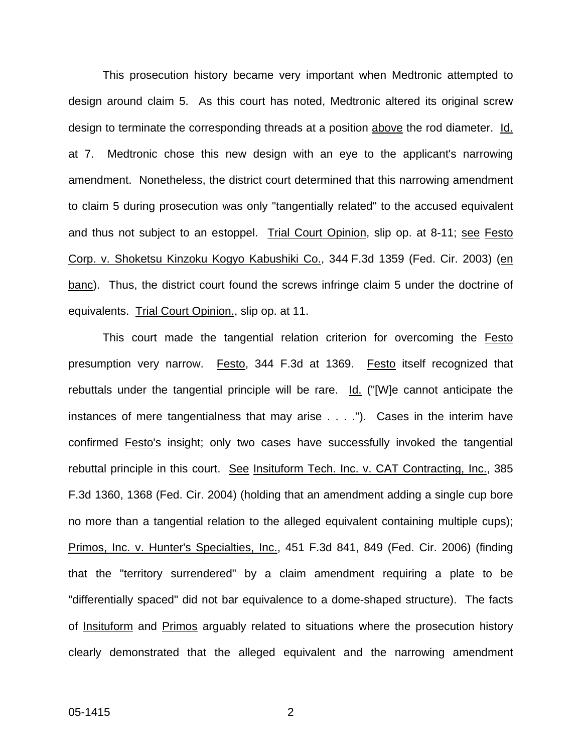This prosecution history became very important when Medtronic attempted to design around claim 5. As this court has noted, Medtronic altered its original screw design to terminate the corresponding threads at a position above the rod diameter. Id. at 7. Medtronic chose this new design with an eye to the applicant's narrowing amendment. Nonetheless, the district court determined that this narrowing amendment to claim 5 during prosecution was only "tangentially related" to the accused equivalent and thus not subject to an estoppel. Trial Court Opinion, slip op. at 8-11; see Festo Corp. v. Shoketsu Kinzoku Kogyo Kabushiki Co., 344 F.3d 1359 (Fed. Cir. 2003) (en banc). Thus, the district court found the screws infringe claim 5 under the doctrine of equivalents. Trial Court Opinion., slip op. at 11.

This court made the tangential relation criterion for overcoming the Festo presumption very narrow. Festo, 344 F.3d at 1369. Festo itself recognized that rebuttals under the tangential principle will be rare. Id. ("[W]e cannot anticipate the instances of mere tangentialness that may arise . . . ."). Cases in the interim have confirmed Festo's insight; only two cases have successfully invoked the tangential rebuttal principle in this court. See Insituform Tech. Inc. v. CAT Contracting, Inc., 385 F.3d 1360, 1368 (Fed. Cir. 2004) (holding that an amendment adding a single cup bore no more than a tangential relation to the alleged equivalent containing multiple cups); Primos, Inc. v. Hunter's Specialties, Inc., 451 F.3d 841, 849 (Fed. Cir. 2006) (finding that the "territory surrendered" by a claim amendment requiring a plate to be "differentially spaced" did not bar equivalence to a dome-shaped structure). The facts of Insituform and Primos arguably related to situations where the prosecution history clearly demonstrated that the alleged equivalent and the narrowing amendment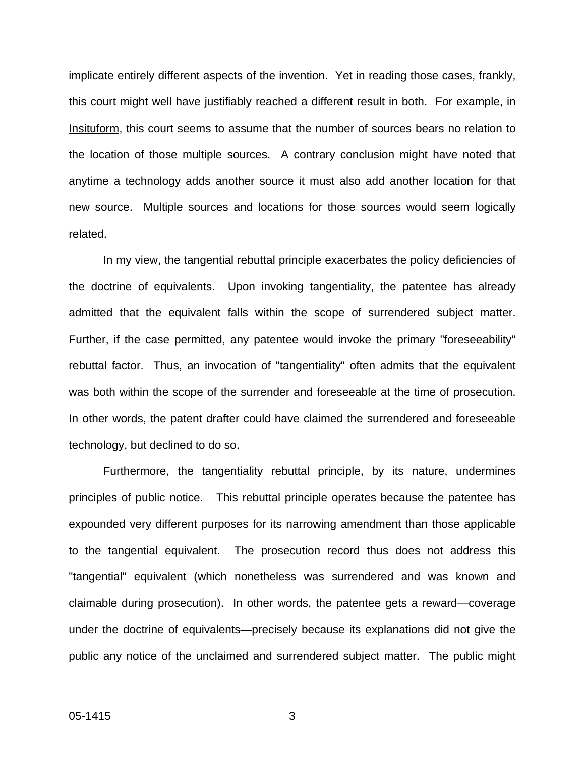implicate entirely different aspects of the invention. Yet in reading those cases, frankly, this court might well have justifiably reached a different result in both. For example, in Insituform, this court seems to assume that the number of sources bears no relation to the location of those multiple sources. A contrary conclusion might have noted that anytime a technology adds another source it must also add another location for that new source. Multiple sources and locations for those sources would seem logically related.

In my view, the tangential rebuttal principle exacerbates the policy deficiencies of the doctrine of equivalents. Upon invoking tangentiality, the patentee has already admitted that the equivalent falls within the scope of surrendered subject matter. Further, if the case permitted, any patentee would invoke the primary "foreseeability" rebuttal factor. Thus, an invocation of "tangentiality" often admits that the equivalent was both within the scope of the surrender and foreseeable at the time of prosecution. In other words, the patent drafter could have claimed the surrendered and foreseeable technology, but declined to do so.

Furthermore, the tangentiality rebuttal principle, by its nature, undermines principles of public notice. This rebuttal principle operates because the patentee has expounded very different purposes for its narrowing amendment than those applicable to the tangential equivalent. The prosecution record thus does not address this "tangential" equivalent (which nonetheless was surrendered and was known and claimable during prosecution). In other words, the patentee gets a reward—coverage under the doctrine of equivalents—precisely because its explanations did not give the public any notice of the unclaimed and surrendered subject matter. The public might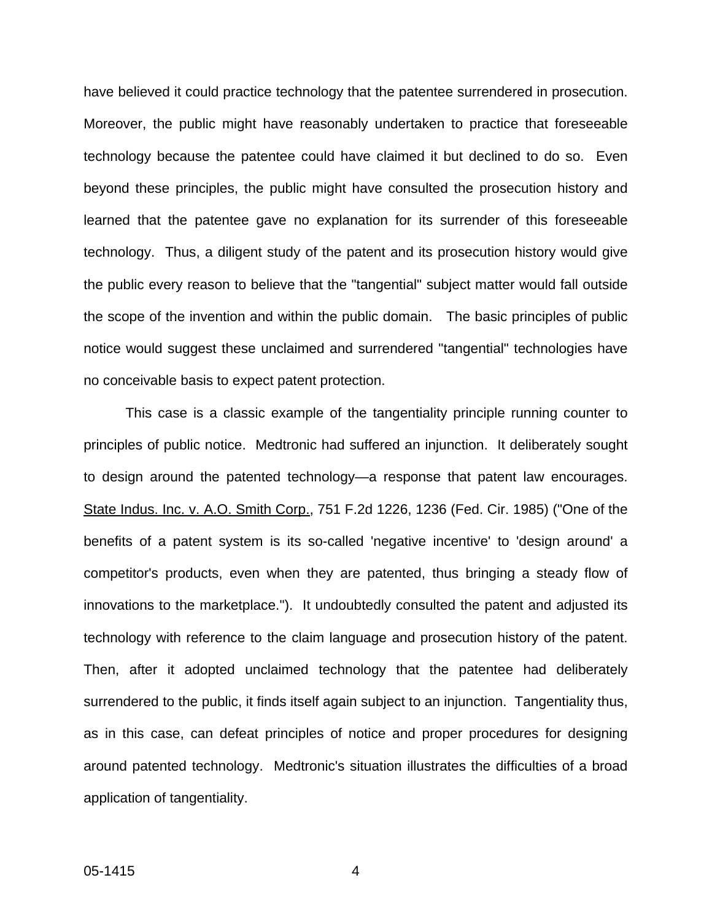have believed it could practice technology that the patentee surrendered in prosecution. Moreover, the public might have reasonably undertaken to practice that foreseeable technology because the patentee could have claimed it but declined to do so. Even beyond these principles, the public might have consulted the prosecution history and learned that the patentee gave no explanation for its surrender of this foreseeable technology. Thus, a diligent study of the patent and its prosecution history would give the public every reason to believe that the "tangential" subject matter would fall outside the scope of the invention and within the public domain. The basic principles of public notice would suggest these unclaimed and surrendered "tangential" technologies have no conceivable basis to expect patent protection.

This case is a classic example of the tangentiality principle running counter to principles of public notice. Medtronic had suffered an injunction. It deliberately sought to design around the patented technology—a response that patent law encourages. State Indus. Inc. v. A.O. Smith Corp., 751 F.2d 1226, 1236 (Fed. Cir. 1985) ("One of the benefits of a patent system is its so-called 'negative incentive' to 'design around' a competitor's products, even when they are patented, thus bringing a steady flow of innovations to the marketplace."). It undoubtedly consulted the patent and adjusted its technology with reference to the claim language and prosecution history of the patent. Then, after it adopted unclaimed technology that the patentee had deliberately surrendered to the public, it finds itself again subject to an injunction. Tangentiality thus, as in this case, can defeat principles of notice and proper procedures for designing around patented technology. Medtronic's situation illustrates the difficulties of a broad application of tangentiality.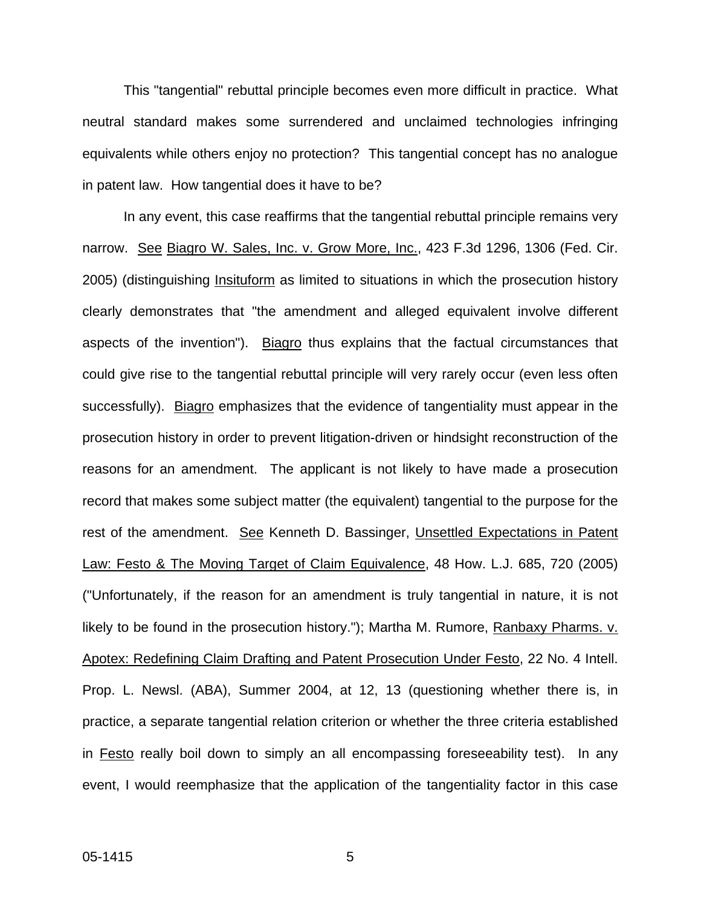This "tangential" rebuttal principle becomes even more difficult in practice. What neutral standard makes some surrendered and unclaimed technologies infringing equivalents while others enjoy no protection? This tangential concept has no analogue in patent law. How tangential does it have to be?

In any event, this case reaffirms that the tangential rebuttal principle remains very narrow. See Biagro W. Sales, Inc. v. Grow More, Inc., 423 F.3d 1296, 1306 (Fed. Cir. 2005) (distinguishing Insituform as limited to situations in which the prosecution history clearly demonstrates that "the amendment and alleged equivalent involve different aspects of the invention"). Biagro thus explains that the factual circumstances that could give rise to the tangential rebuttal principle will very rarely occur (even less often successfully). Biagro emphasizes that the evidence of tangentiality must appear in the prosecution history in order to prevent litigation-driven or hindsight reconstruction of the reasons for an amendment. The applicant is not likely to have made a prosecution record that makes some subject matter (the equivalent) tangential to the purpose for the rest of the amendment. See Kenneth D. Bassinger, Unsettled Expectations in Patent Law: Festo & The Moving Target of Claim Equivalence, 48 How. L.J. 685, 720 (2005) ("Unfortunately, if the reason for an amendment is truly tangential in nature, it is not likely to be found in the prosecution history."); Martha M. Rumore, Ranbaxy Pharms. v. Apotex: Redefining Claim Drafting and Patent Prosecution Under Festo, 22 No. 4 Intell. Prop. L. Newsl. (ABA), Summer 2004, at 12, 13 (questioning whether there is, in practice, a separate tangential relation criterion or whether the three criteria established in Festo really boil down to simply an all encompassing foreseeability test). In any event, I would reemphasize that the application of the tangentiality factor in this case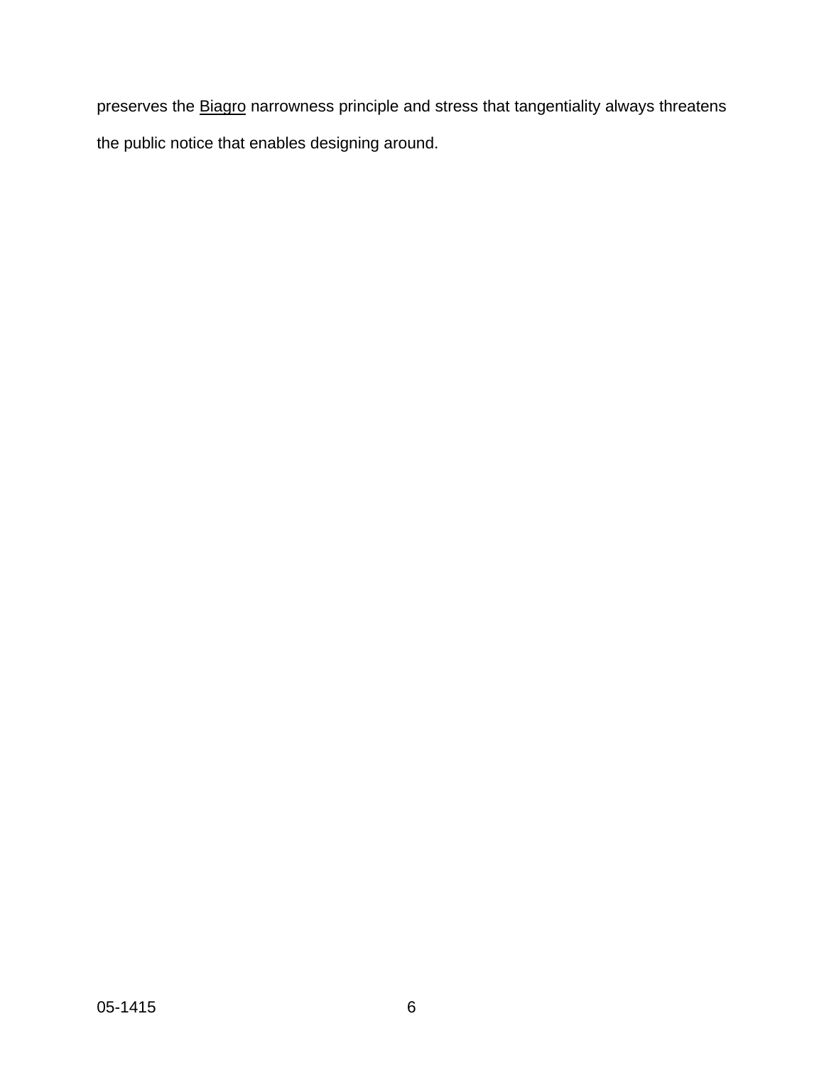preserves the Biagro narrowness principle and stress that tangentiality always threatens the public notice that enables designing around.